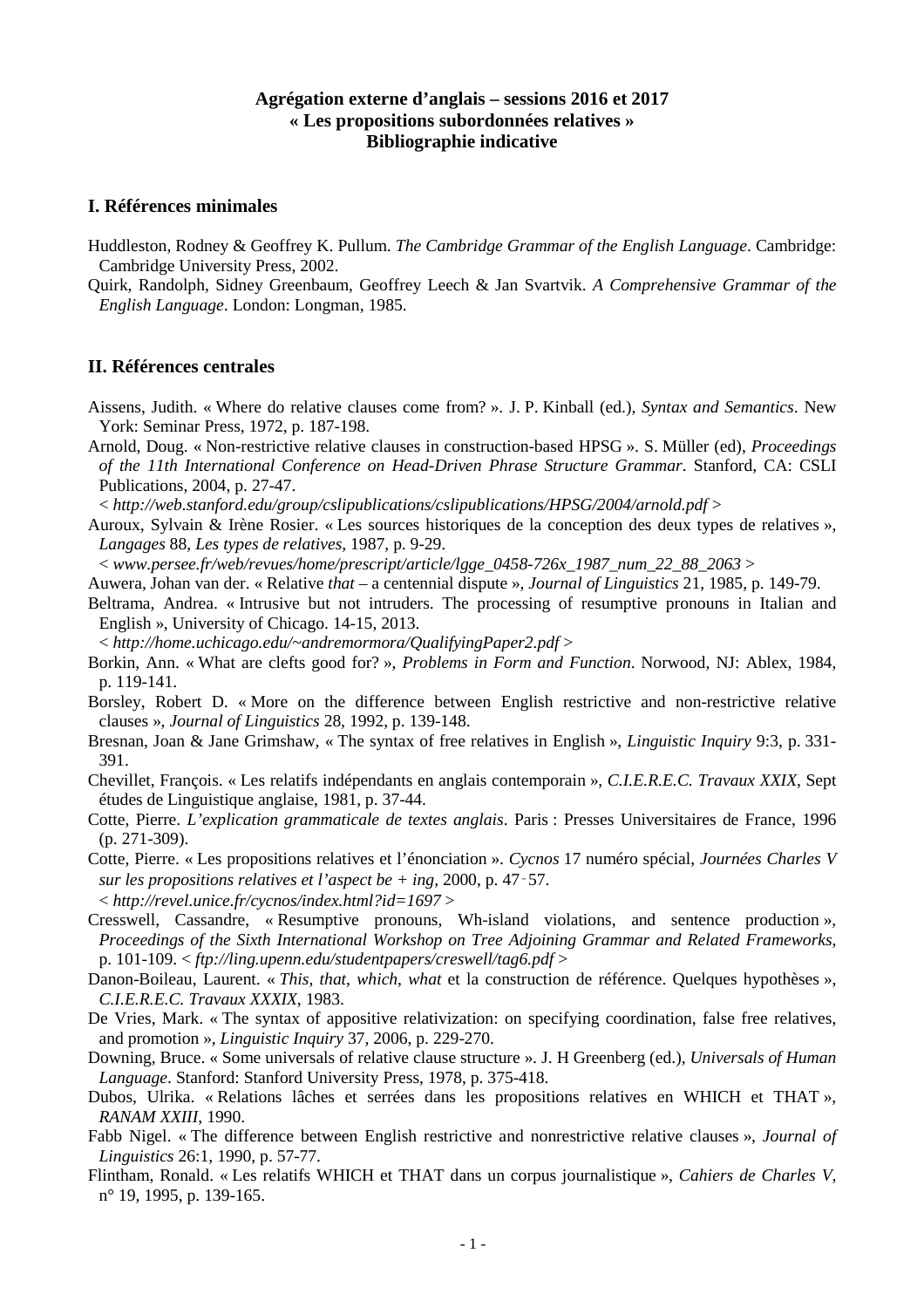**Agrégation externe d'anglais – sessions 2016 et 2017**
**« Les propositions subordonnées relatives »**
**Bibliographie indicative**

## I. Références minimales

Huddleston, Rodney & Geoffrey K. Pullum. *The Cambridge Grammar of the English Language*. Cambridge: Cambridge University Press, 2002.

Quirk, Randolph, Sidney Greenbaum, Geoffrey Leech & Jan Svartvik. *A Comprehensive Grammar of the English Language*. London: Longman, 1985.

## II. Références centrales

Aissens, Judith. « Where do relative clauses come from? ». J. P. Kinball (ed.), *Syntax and Semantics*. New York: Seminar Press, 1972, p. 187-198.

Arnold, Doug. « Non-restrictive relative clauses in construction-based HPSG ». S. Müller (ed), *Proceedings of the 11th International Conference on Head-Driven Phrase Structure Grammar*. Stanford, CA: CSLI Publications, 2004, p. 27-47.
< *http://web.stanford.edu/group/cslipublications/cslipublications/HPSG/2004/arnold.pdf* >

Auroux, Sylvain & Irène Rosier. « Les sources historiques de la conception des deux types de relatives », *Langages* 88, *Les types de relatives*, 1987, p. 9-29.
< *www.persee.fr/web/revues/home/prescript/article/lgge_0458-726x_1987_num_22_88_2063* >

Auwera, Johan van der. « Relative *that* – a centennial dispute », *Journal of Linguistics* 21, 1985, p. 149-79.

Beltrama, Andrea. « Intrusive but not intruders. The processing of resumptive pronouns in Italian and English », University of Chicago. 14-15, 2013.
< *http://home.uchicago.edu/~andremormora/QualifyingPaper2.pdf* >

Borkin, Ann. « What are clefts good for? », *Problems in Form and Function*. Norwood, NJ: Ablex, 1984, p. 119-141.

Borsley, Robert D. « More on the difference between English restrictive and non-restrictive relative clauses », *Journal of Linguistics* 28, 1992, p. 139-148.

Bresnan, Joan & Jane Grimshaw, « The syntax of free relatives in English », *Linguistic Inquiry* 9:3, p. 331-391.

Chevillet, François. « Les relatifs indépendants en anglais contemporain », *C.I.E.R.E.C. Travaux XXIX*, Sept études de Linguistique anglaise, 1981, p. 37-44.

Cotte, Pierre. *L'explication grammaticale de textes anglais*. Paris : Presses Universitaires de France, 1996 (p. 271-309).

Cotte, Pierre. « Les propositions relatives et l'énonciation ». *Cycnos* 17 numéro spécial, *Journées Charles V sur les propositions relatives et l'aspect be + ing*, 2000, p. 47-57.
< *http://revel.unice.fr/cycnos/index.html?id=1697* >

Cresswell, Cassandre, « Resumptive pronouns, Wh-island violations, and sentence production », *Proceedings of the Sixth International Workshop on Tree Adjoining Grammar and Related Frameworks*, p. 101-109. < *ftp://ling.upenn.edu/studentpapers/creswell/tag6.pdf* >

Danon-Boileau, Laurent. « *This*, *that*, *which*, *what* et la construction de référence. Quelques hypothèses », *C.I.E.R.E.C. Travaux XXXIX*, 1983.

De Vries, Mark. « The syntax of appositive relativization: on specifying coordination, false free relatives, and promotion », *Linguistic Inquiry* 37, 2006, p. 229-270.

Downing, Bruce. « Some universals of relative clause structure ». J. H Greenberg (ed.), *Universals of Human Language*. Stanford: Stanford University Press, 1978, p. 375-418.

Dubos, Ulrika. « Relations lâches et serrées dans les propositions relatives en WHICH et THAT », *RANAM XXIII*, 1990.

Fabb Nigel. « The difference between English restrictive and nonrestrictive relative clauses », *Journal of Linguistics* 26:1, 1990, p. 57-77.

Flintham, Ronald. « Les relatifs WHICH et THAT dans un corpus journalistique », *Cahiers de Charles V*, n° 19, 1995, p. 139-165.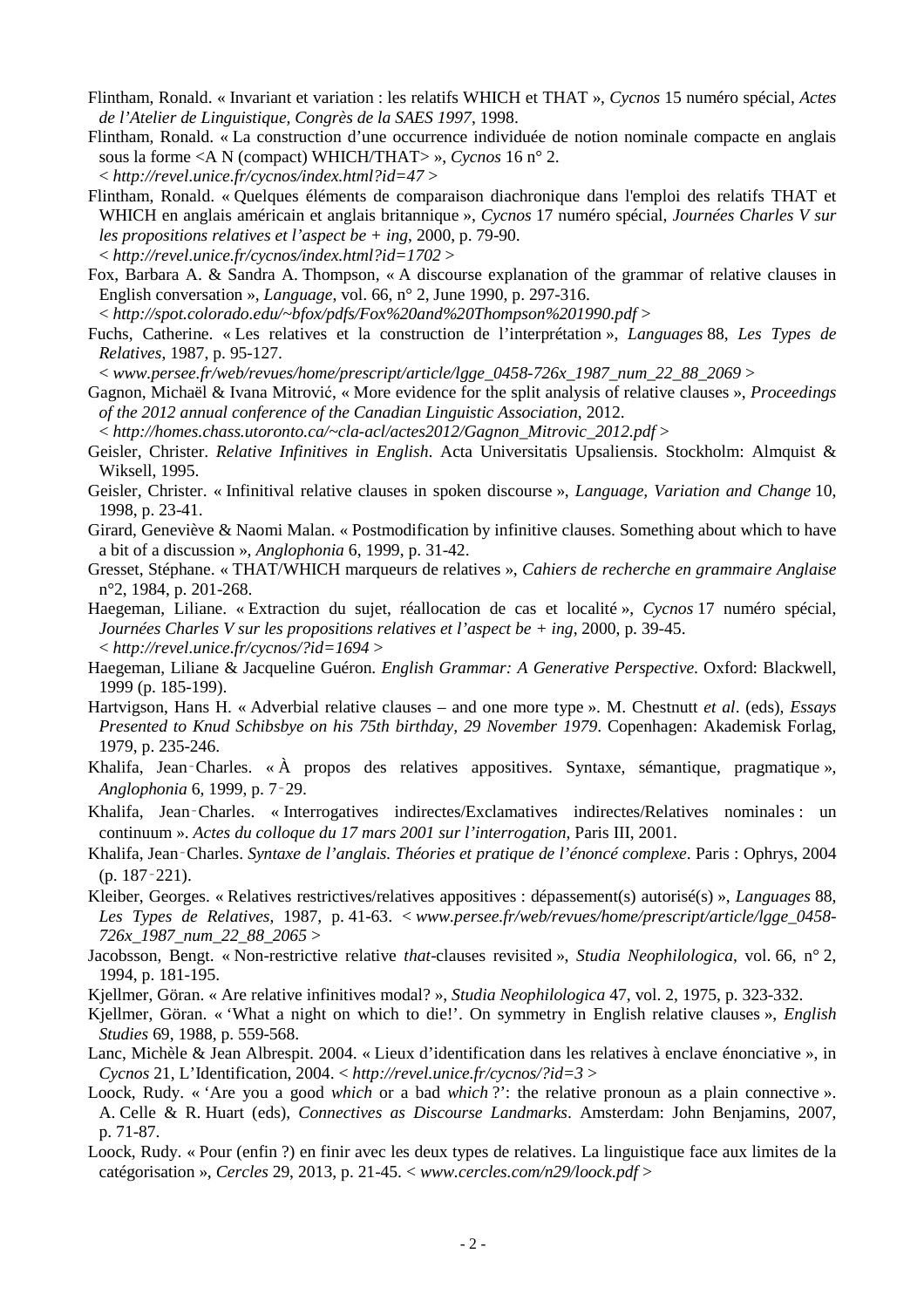Flintham, Ronald. « Invariant et variation : les relatifs WHICH et THAT », *Cycnos* 15 numéro spécial, *Actes de l'Atelier de Linguistique, Congrès de la SAES 1997*, 1998.

Flintham, Ronald. « La construction d'une occurrence individuée de notion nominale compacte en anglais sous la forme <A N (compact) WHICH/THAT> », *Cycnos* 16 n° 2. < *http://revel.unice.fr/cycnos/index.html?id=47* >

Flintham, Ronald. « Quelques éléments de comparaison diachronique dans l'emploi des relatifs THAT et WHICH en anglais américain et anglais britannique », *Cycnos* 17 numéro spécial, *Journées Charles V sur les propositions relatives et l'aspect be + ing*, 2000, p. 79-90. < *http://revel.unice.fr/cycnos/index.html?id=1702* >

Fox, Barbara A. & Sandra A. Thompson, « A discourse explanation of the grammar of relative clauses in English conversation », *Language*, vol. 66, n° 2, June 1990, p. 297-316. < *http://spot.colorado.edu/~bfox/pdfs/Fox%20and%20Thompson%201990.pdf* >

Fuchs, Catherine. « Les relatives et la construction de l'interprétation », *Languages* 88, *Les Types de Relatives*, 1987, p. 95-127. < *www.persee.fr/web/revues/home/prescript/article/lgge_0458-726x_1987_num_22_88_2069* >

Gagnon, Michaël & Ivana Mitrović, « More evidence for the split analysis of relative clauses », *Proceedings of the 2012 annual conference of the Canadian Linguistic Association*, 2012. < *http://homes.chass.utoronto.ca/~cla-acl/actes2012/Gagnon_Mitrovic_2012.pdf* >

Geisler, Christer. *Relative Infinitives in English*. Acta Universitatis Upsaliensis. Stockholm: Almquist & Wiksell, 1995.

Geisler, Christer. « Infinitival relative clauses in spoken discourse », *Language, Variation and Change* 10, 1998, p. 23-41.

Girard, Geneviève & Naomi Malan. « Postmodification by infinitive clauses. Something about which to have a bit of a discussion », *Anglophonia* 6, 1999, p. 31-42.

Gresset, Stéphane. « THAT/WHICH marqueurs de relatives », *Cahiers de recherche en grammaire Anglaise* n°2, 1984, p. 201-268.

Haegeman, Liliane. « Extraction du sujet, réallocation de cas et localité », *Cycnos* 17 numéro spécial, *Journées Charles V sur les propositions relatives et l'aspect be + ing*, 2000, p. 39-45. < *http://revel.unice.fr/cycnos/?id=1694* >

Haegeman, Liliane & Jacqueline Guéron. *English Grammar: A Generative Perspective*. Oxford: Blackwell, 1999 (p. 185-199).

Hartvigson, Hans H. « Adverbial relative clauses – and one more type ». M. Chestnutt *et al*. (eds), *Essays Presented to Knud Schibsbye on his 75th birthday, 29 November 1979*. Copenhagen: Akademisk Forlag, 1979, p. 235-246.

Khalifa, Jean‑Charles. « À propos des relatives appositives. Syntaxe, sémantique, pragmatique », *Anglophonia* 6, 1999, p. 7‑29.

Khalifa, Jean‑Charles. « Interrogatives indirectes/Exclamatives indirectes/Relatives nominales : un continuum ». *Actes du colloque du 17 mars 2001 sur l'interrogation*, Paris III, 2001.

Khalifa, Jean‑Charles. *Syntaxe de l'anglais. Théories et pratique de l'énoncé complexe*. Paris : Ophrys, 2004 (p. 187‑221).

Kleiber, Georges. « Relatives restrictives/relatives appositives : dépassement(s) autorisé(s) », *Languages* 88, *Les Types de Relatives*, 1987, p. 41-63. < *www.persee.fr/web/revues/home/prescript/article/lgge_0458-726x_1987_num_22_88_2065* >

Jacobsson, Bengt. « Non-restrictive relative *that*-clauses revisited », *Studia Neophilologica*, vol. 66, n° 2, 1994, p. 181-195.

Kjellmer, Göran. « Are relative infinitives modal? », *Studia Neophilologica* 47, vol. 2, 1975, p. 323-332.

Kjellmer, Göran. « 'What a night on which to die!'. On symmetry in English relative clauses », *English Studies* 69, 1988, p. 559-568.

Lanc, Michèle & Jean Albrespit. 2004. « Lieux d'identification dans les relatives à enclave énonciative », in *Cycnos* 21, L'Identification, 2004. < *http://revel.unice.fr/cycnos/?id=3* >

Loock, Rudy. « 'Are you a good *which* or a bad *which* ?': the relative pronoun as a plain connective ». A. Celle & R. Huart (eds), *Connectives as Discourse Landmarks*. Amsterdam: John Benjamins, 2007, p. 71-87.

Loock, Rudy. « Pour (enfin ?) en finir avec les deux types de relatives. La linguistique face aux limites de la catégorisation », *Cercles* 29, 2013, p. 21-45. < *www.cercles.com/n29/loock.pdf* >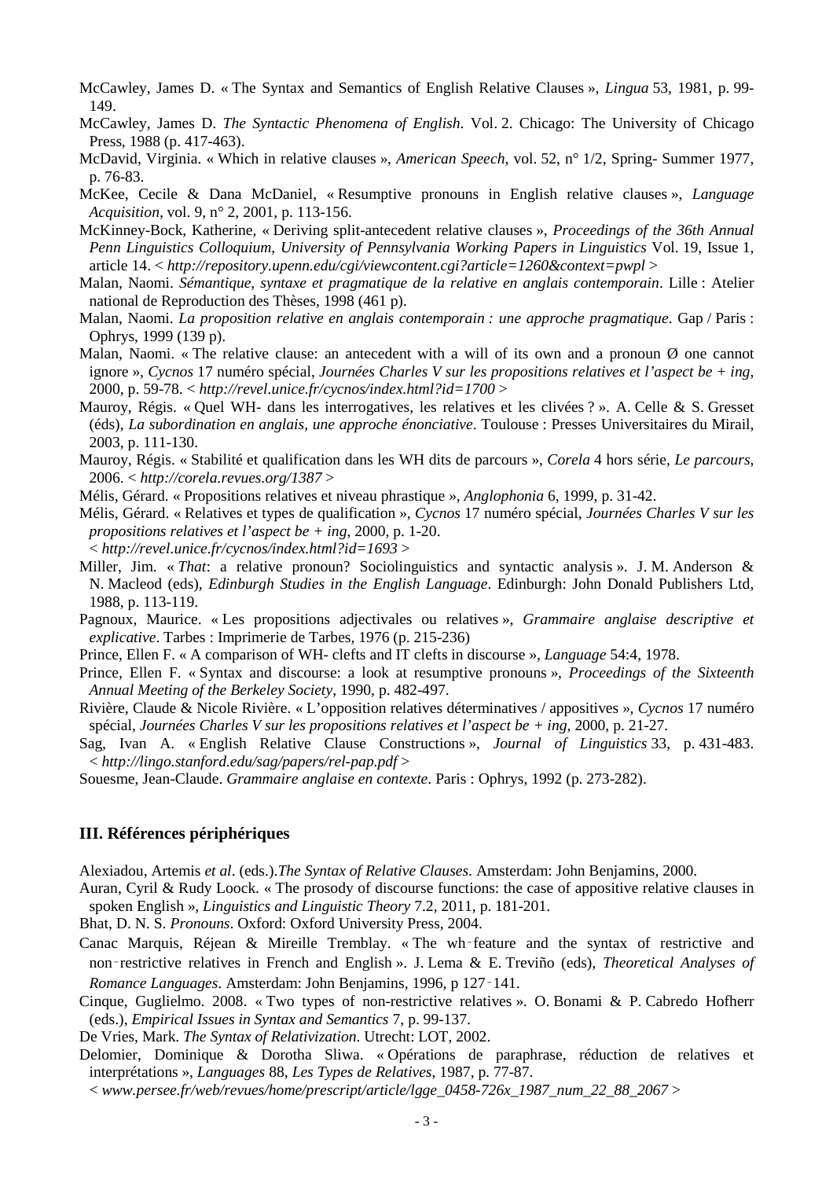McCawley, James D. « The Syntax and Semantics of English Relative Clauses », *Lingua* 53, 1981, p. 99-149.

McCawley, James D. *The Syntactic Phenomena of English*. Vol. 2. Chicago: The University of Chicago Press, 1988 (p. 417-463).

McDavid, Virginia. « Which in relative clauses », *American Speech*, vol. 52, n° 1/2, Spring- Summer 1977, p. 76-83.

McKee, Cecile & Dana McDaniel, « Resumptive pronouns in English relative clauses », *Language Acquisition*, vol. 9, n° 2, 2001, p. 113-156.

McKinney-Bock, Katherine, « Deriving split-antecedent relative clauses », *Proceedings of the 36th Annual Penn Linguistics Colloquium, University of Pennsylvania Working Papers in Linguistics* Vol. 19, Issue 1, article 14. < *http://repository.upenn.edu/cgi/viewcontent.cgi?article=1260&context=pwpl* >

Malan, Naomi. *Sémantique, syntaxe et pragmatique de la relative en anglais contemporain*. Lille : Atelier national de Reproduction des Thèses, 1998 (461 p).

Malan, Naomi. *La proposition relative en anglais contemporain : une approche pragmatique*. Gap / Paris : Ophrys, 1999 (139 p).

Malan, Naomi. « The relative clause: an antecedent with a will of its own and a pronoun Ø one cannot ignore », *Cycnos* 17 numéro spécial, *Journées Charles V sur les propositions relatives et l'aspect be + ing*, 2000, p. 59-78. < *http://revel.unice.fr/cycnos/index.html?id=1700* >

Mauroy, Régis. « Quel WH- dans les interrogatives, les relatives et les clivées ? ». A. Celle & S. Gresset (éds), *La subordination en anglais, une approche énonciative*. Toulouse : Presses Universitaires du Mirail, 2003, p. 111-130.

Mauroy, Régis. « Stabilité et qualification dans les WH dits de parcours », *Corela* 4 hors série, *Le parcours*, 2006. < *http://corela.revues.org/1387* >

Mélis, Gérard. « Propositions relatives et niveau phrastique », *Anglophonia* 6, 1999, p. 31-42.

Mélis, Gérard. « Relatives et types de qualification », *Cycnos* 17 numéro spécial, *Journées Charles V sur les propositions relatives et l'aspect be + ing*, 2000, p. 1-20.
< *http://revel.unice.fr/cycnos/index.html?id=1693* >

Miller, Jim. « *That*: a relative pronoun? Sociolinguistics and syntactic analysis ». J. M. Anderson & N. Macleod (eds), *Edinburgh Studies in the English Language*. Edinburgh: John Donald Publishers Ltd, 1988, p. 113-119.

Pagnoux, Maurice. « Les propositions adjectivales ou relatives », *Grammaire anglaise descriptive et explicative*. Tarbes : Imprimerie de Tarbes, 1976 (p. 215-236)

Prince, Ellen F. « A comparison of WH- clefts and IT clefts in discourse », *Language* 54:4, 1978.

Prince, Ellen F. « Syntax and discourse: a look at resumptive pronouns », *Proceedings of the Sixteenth Annual Meeting of the Berkeley Society*, 1990, p. 482-497.

Rivière, Claude & Nicole Rivière. « L'opposition relatives déterminatives / appositives », *Cycnos* 17 numéro spécial, *Journées Charles V sur les propositions relatives et l'aspect be + ing*, 2000, p. 21-27.

Sag, Ivan A. « English Relative Clause Constructions », *Journal of Linguistics* 33, p. 431-483. < *http://lingo.stanford.edu/sag/papers/rel-pap.pdf* >

Souesme, Jean-Claude. *Grammaire anglaise en contexte*. Paris : Ophrys, 1992 (p. 273-282).

## III. Références périphériques

Alexiadou, Artemis *et al*. (eds.).*The Syntax of Relative Clauses*. Amsterdam: John Benjamins, 2000.

Auran, Cyril & Rudy Loock. « The prosody of discourse functions: the case of appositive relative clauses in spoken English », *Linguistics and Linguistic Theory* 7.2, 2011, p. 181-201.

Bhat, D. N. S. *Pronouns*. Oxford: Oxford University Press, 2004.

Canac Marquis, Réjean & Mireille Tremblay. « The wh‑feature and the syntax of restrictive and non‑restrictive relatives in French and English ». J. Lema & E. Treviño (eds), *Theoretical Analyses of Romance Languages*. Amsterdam: John Benjamins, 1996, p 127‑141.

Cinque, Guglielmo. 2008. « Two types of non-restrictive relatives ». O. Bonami & P. Cabredo Hofherr (eds.), *Empirical Issues in Syntax and Semantics* 7, p. 99-137.

De Vries, Mark. *The Syntax of Relativization*. Utrecht: LOT, 2002.

Delomier, Dominique & Dorotha Sliwa. « Opérations de paraphrase, réduction de relatives et interprétations », *Languages* 88, *Les Types de Relatives*, 1987, p. 77-87.
< *www.persee.fr/web/revues/home/prescript/article/lgge_0458-726x_1987_num_22_88_2067* >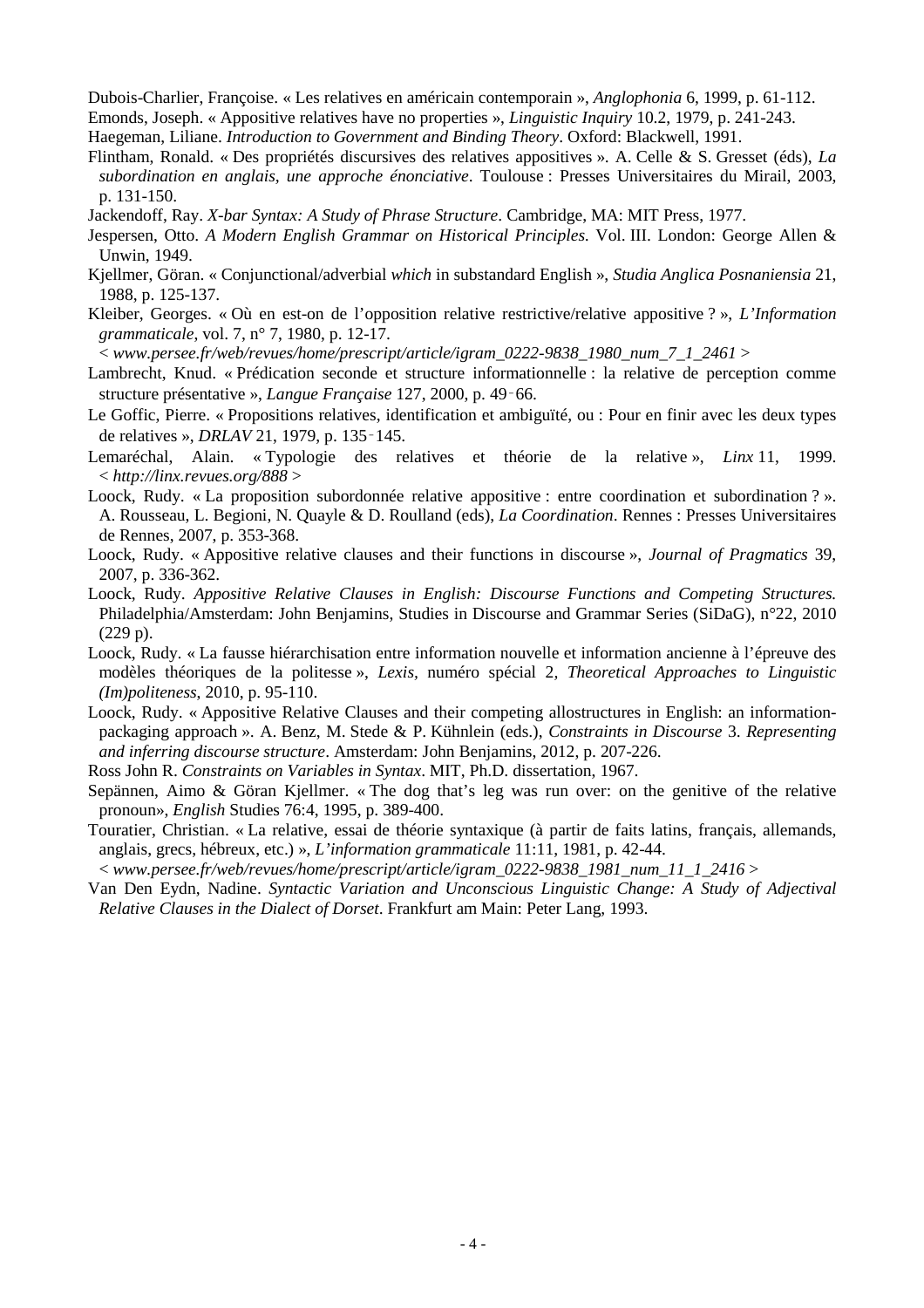Dubois-Charlier, Françoise. « Les relatives en américain contemporain », *Anglophonia* 6, 1999, p. 61-112.

Emonds, Joseph. « Appositive relatives have no properties », *Linguistic Inquiry* 10.2, 1979, p. 241-243.

Haegeman, Liliane. *Introduction to Government and Binding Theory*. Oxford: Blackwell, 1991.

Flintham, Ronald. « Des propriétés discursives des relatives appositives ». A. Celle & S. Gresset (éds), *La subordination en anglais, une approche énonciative*. Toulouse : Presses Universitaires du Mirail, 2003, p. 131-150.

Jackendoff, Ray. *X-bar Syntax: A Study of Phrase Structure*. Cambridge, MA: MIT Press, 1977.

Jespersen, Otto. *A Modern English Grammar on Historical Principles.* Vol. III. London: George Allen & Unwin, 1949.

Kjellmer, Göran. « Conjunctional/adverbial *which* in substandard English », *Studia Anglica Posnaniensia* 21, 1988, p. 125-137.

Kleiber, Georges. « Où en est-on de l'opposition relative restrictive/relative appositive ? », *L'Information grammaticale*, vol. 7, n° 7, 1980, p. 12-17.
< *www.persee.fr/web/revues/home/prescript/article/igram_0222-9838_1980_num_7_1_2461* >

Lambrecht, Knud. « Prédication seconde et structure informationnelle : la relative de perception comme structure présentative », *Langue Française* 127, 2000, p. 49‑66.

Le Goffic, Pierre. « Propositions relatives, identification et ambiguïté, ou : Pour en finir avec les deux types de relatives », *DRLAV* 21, 1979, p. 135‑145.

Lemaréchal, Alain. « Typologie des relatives et théorie de la relative », *Linx* 11, 1999. < *http://linx.revues.org/888* >

Loock, Rudy. « La proposition subordonnée relative appositive : entre coordination et subordination ? ». A. Rousseau, L. Begioni, N. Quayle & D. Roulland (eds), *La Coordination*. Rennes : Presses Universitaires de Rennes, 2007, p. 353-368.

Loock, Rudy. « Appositive relative clauses and their functions in discourse », *Journal of Pragmatics* 39, 2007, p. 336-362.

Loock, Rudy. *Appositive Relative Clauses in English: Discourse Functions and Competing Structures.* Philadelphia/Amsterdam: John Benjamins, Studies in Discourse and Grammar Series (SiDaG), n°22, 2010 (229 p).

Loock, Rudy. « La fausse hiérarchisation entre information nouvelle et information ancienne à l'épreuve des modèles théoriques de la politesse », *Lexis,* numéro spécial 2*, Theoretical Approaches to Linguistic (Im)politeness*, 2010, p. 95-110.

Loock, Rudy. « Appositive Relative Clauses and their competing allostructures in English: an information-packaging approach ». A. Benz, M. Stede & P. Kühnlein (eds.), *Constraints in Discourse* 3. *Representing and inferring discourse structure*. Amsterdam: John Benjamins, 2012, p. 207-226.

Ross John R. *Constraints on Variables in Syntax*. MIT, Ph.D. dissertation, 1967.

Sepännen, Aimo & Göran Kjellmer. « The dog that's leg was run over: on the genitive of the relative pronoun», *English* Studies 76:4, 1995, p. 389-400.

Touratier, Christian. « La relative, essai de théorie syntaxique (à partir de faits latins, français, allemands, anglais, grecs, hébreux, etc.) », *L'information grammaticale* 11:11, 1981, p. 42-44.
< *www.persee.fr/web/revues/home/prescript/article/igram_0222-9838_1981_num_11_1_2416* >

Van Den Eydn, Nadine. *Syntactic Variation and Unconscious Linguistic Change: A Study of Adjectival Relative Clauses in the Dialect of Dorset*. Frankfurt am Main: Peter Lang, 1993.